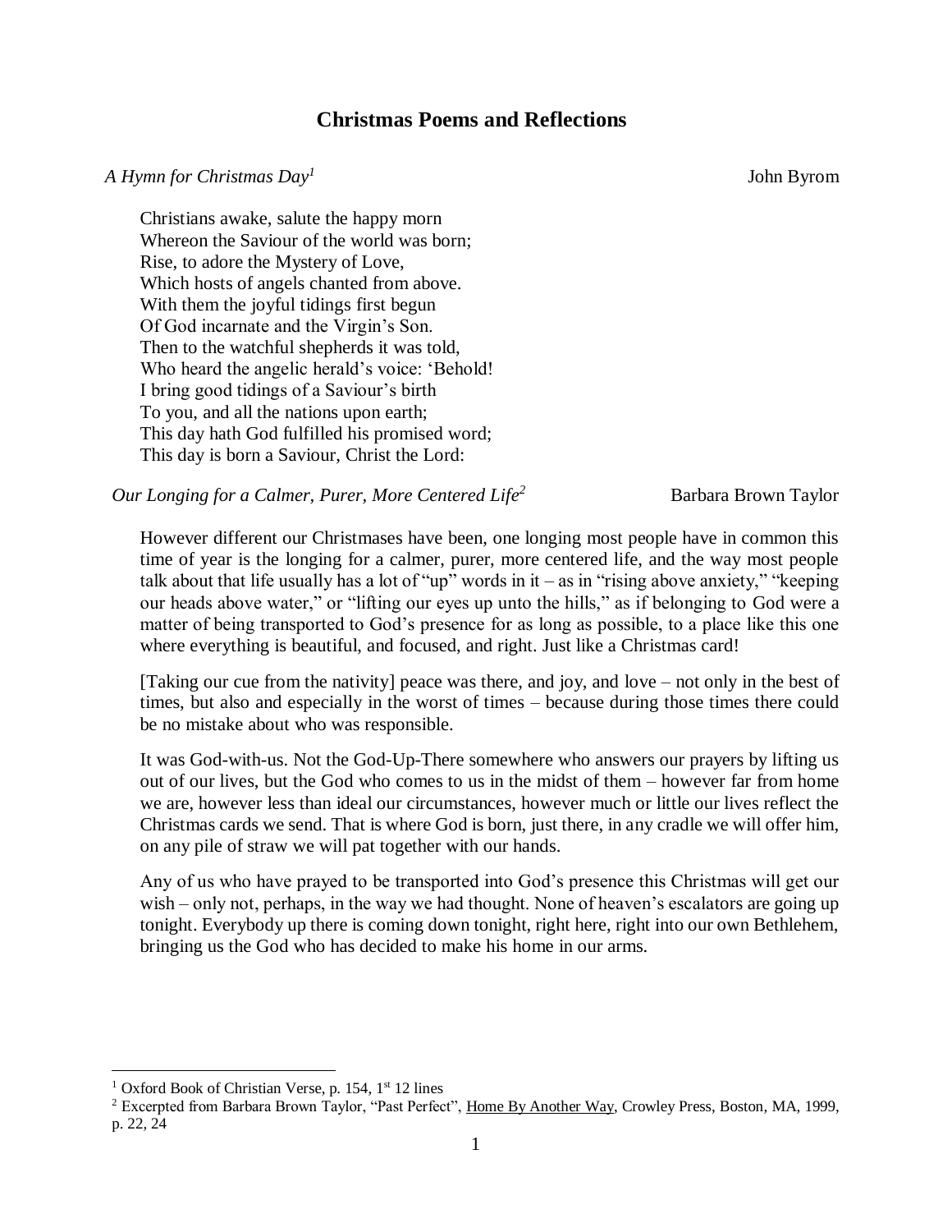# Christmas Poems and Reflections

*A Hymn for Christmas Day*[1] John Byrom

Christians awake, salute the happy morn  
Whereon the Saviour of the world was born;  
Rise, to adore the Mystery of Love,  
Which hosts of angels chanted from above.  
With them the joyful tidings first begun  
Of God incarnate and the Virgin's Son.  
Then to the watchful shepherds it was told,  
Who heard the angelic herald's voice: 'Behold!  
I bring good tidings of a Saviour's birth  
To you, and all the nations upon earth;  
This day hath God fulfilled his promised word;  
This day is born a Saviour, Christ the Lord:

*Our Longing for a Calmer, Purer, More Centered Life*[2] Barbara Brown Taylor

However different our Christmases have been, one longing most people have in common this time of year is the longing for a calmer, purer, more centered life, and the way most people talk about that life usually has a lot of "up" words in it – as in "rising above anxiety," "keeping our heads above water," or "lifting our eyes up unto the hills," as if belonging to God were a matter of being transported to God's presence for as long as possible, to a place like this one where everything is beautiful, and focused, and right. Just like a Christmas card!

[Taking our cue from the nativity] peace was there, and joy, and love – not only in the best of times, but also and especially in the worst of times – because during those times there could be no mistake about who was responsible.

It was God-with-us. Not the God-Up-There somewhere who answers our prayers by lifting us out of our lives, but the God who comes to us in the midst of them – however far from home we are, however less than ideal our circumstances, however much or little our lives reflect the Christmas cards we send. That is where God is born, just there, in any cradle we will offer him, on any pile of straw we will pat together with our hands.

Any of us who have prayed to be transported into God's presence this Christmas will get our wish – only not, perhaps, in the way we had thought. None of heaven's escalators are going up tonight. Everybody up there is coming down tonight, right here, right into our own Bethlehem, bringing us the God who has decided to make his home in our arms.

---

[1] Oxford Book of Christian Verse, p. 154, 1st 12 lines

[2] Excerpted from Barbara Brown Taylor, "Past Perfect", Home By Another Way, Crowley Press, Boston, MA, 1999, p. 22, 24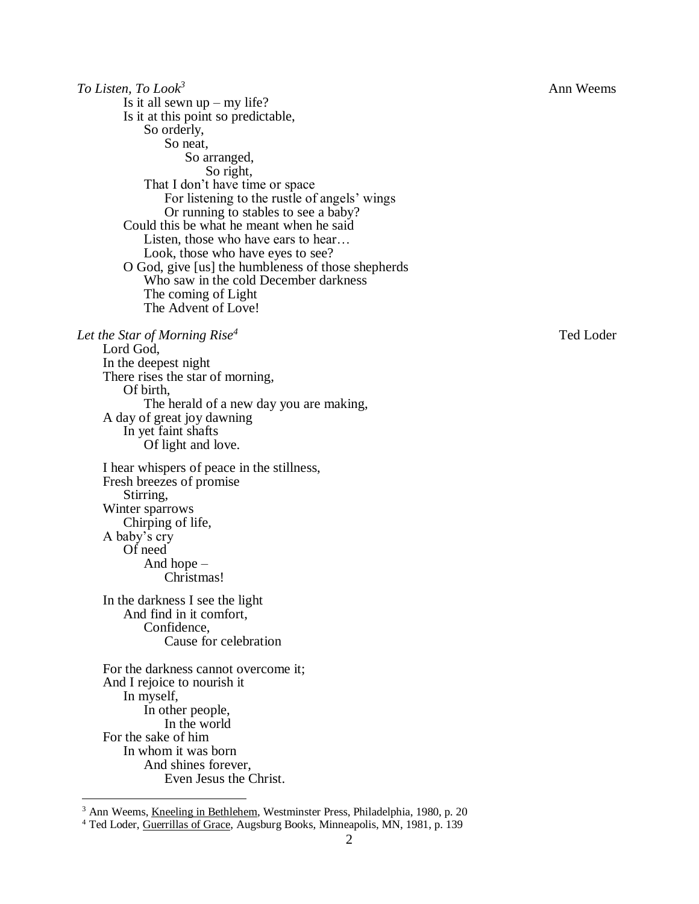*To Listen, To Look*[3] — Ann Weems

Is it all sewn up – my life?
Is it at this point so predictable,
    So orderly,
        So neat,
            So arranged,
                So right,
    That I don't have time or space
        For listening to the rustle of angels' wings
        Or running to stables to see a baby?
Could this be what he meant when he said
    Listen, those who have ears to hear…
    Look, those who have eyes to see?
O God, give [us] the humbleness of those shepherds
    Who saw in the cold December darkness
    The coming of Light
    The Advent of Love!

*Let the Star of Morning Rise*[4] — Ted Loder

Lord God,
In the deepest night
There rises the star of morning,
    Of birth,
        The herald of a new day you are making,
A day of great joy dawning
    In yet faint shafts
        Of light and love.

I hear whispers of peace in the stillness,
Fresh breezes of promise
    Stirring,
Winter sparrows
    Chirping of life,
A baby's cry
    Of need
        And hope –
            Christmas!

In the darkness I see the light
    And find in it comfort,
        Confidence,
            Cause for celebration

For the darkness cannot overcome it;
And I rejoice to nourish it
    In myself,
        In other people,
            In the world
For the sake of him
    In whom it was born
        And shines forever,
            Even Jesus the Christ.

---

[3] Ann Weems, Kneeling in Bethlehem, Westminster Press, Philadelphia, 1980, p. 20

[4] Ted Loder, Guerrillas of Grace, Augsburg Books, Minneapolis, MN, 1981, p. 139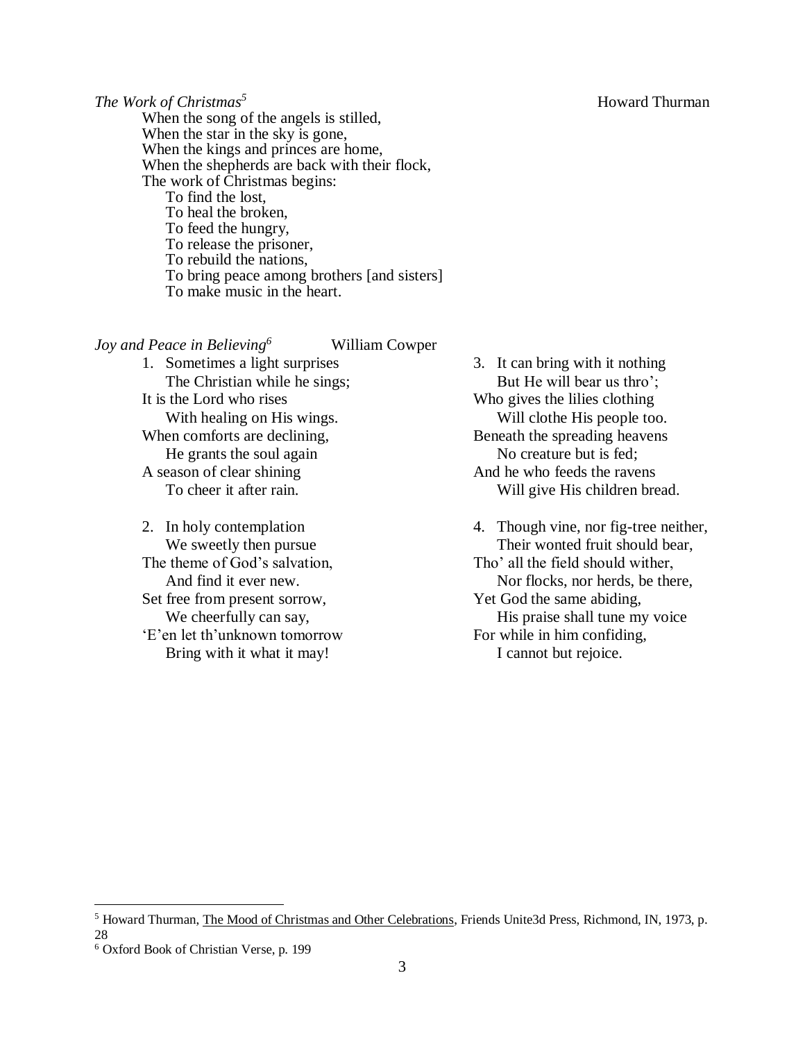*The Work of Christmas*[5] Howard Thurman

When the song of the angels is stilled,
When the star in the sky is gone,
When the kings and princes are home,
When the shepherds are back with their flock,
The work of Christmas begins:
To find the lost,
To heal the broken,
To feed the hungry,
To release the prisoner,
To rebuild the nations,
To bring peace among brothers [and sisters]
To make music in the heart.

*Joy and Peace in Believing*[6] William Cowper

1. Sometimes a light surprises
The Christian while he sings;
It is the Lord who rises
With healing on His wings.
When comforts are declining,
He grants the soul again
A season of clear shining
To cheer it after rain.

2. In holy contemplation
We sweetly then pursue
The theme of God's salvation,
And find it ever new.
Set free from present sorrow,
We cheerfully can say,
'E'en let th'unknown tomorrow
Bring with it what it may!

3. It can bring with it nothing
But He will bear us thro';
Who gives the lilies clothing
Will clothe His people too.
Beneath the spreading heavens
No creature but is fed;
And he who feeds the ravens
Will give His children bread.

4. Though vine, nor fig-tree neither,
Their wonted fruit should bear,
Tho' all the field should wither,
Nor flocks, nor herds, be there,
Yet God the same abiding,
His praise shall tune my voice
For while in him confiding,
I cannot but rejoice.

---

[5] Howard Thurman, The Mood of Christmas and Other Celebrations, Friends Unite3d Press, Richmond, IN, 1973, p. 28

[6] Oxford Book of Christian Verse, p. 199